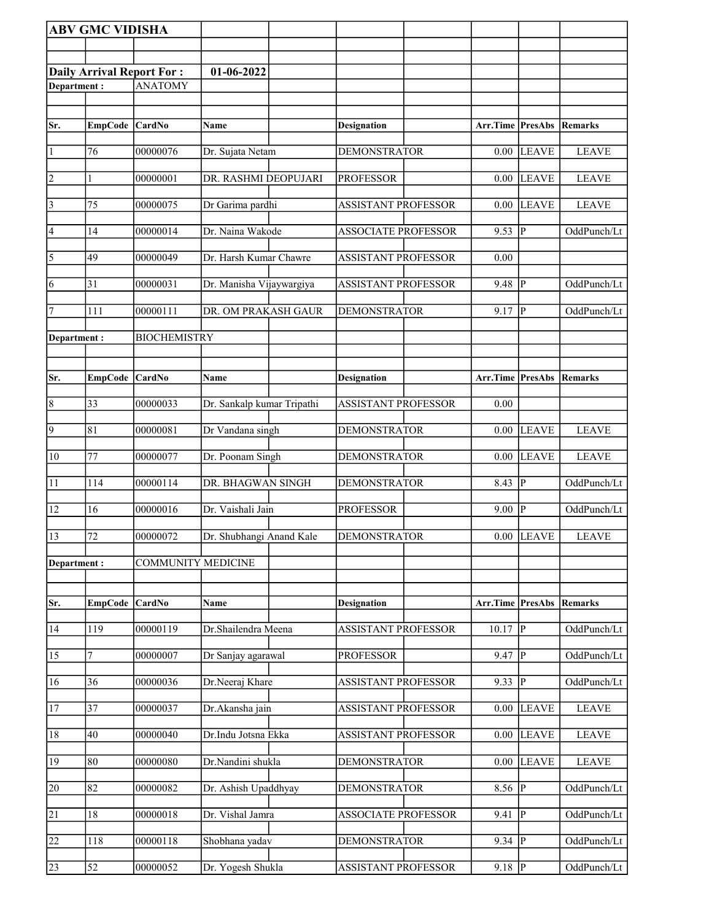**ABV GMC VIDISHA**

**Daily Arrival Report For :** **01-06-2022**

**Department :** ANATOMY

| Sr. | EmpCode | CardNo | Name | Designation | Arr.Time | PresAbs | Remarks |
|---|---|---|---|---|---|---|---|
| 1 | 76 | 00000076 | Dr. Sujata Netam | DEMONSTRATOR | 0.00 | LEAVE | LEAVE |
| 2 | 1 | 00000001 | DR. RASHMI DEOPUJARI | PROFESSOR | 0.00 | LEAVE | LEAVE |
| 3 | 75 | 00000075 | Dr Garima pardhi | ASSISTANT PROFESSOR | 0.00 | LEAVE | LEAVE |
| 4 | 14 | 00000014 | Dr. Naina Wakode | ASSOCIATE PROFESSOR | 9.53 | P | OddPunch/Lt |
| 5 | 49 | 00000049 | Dr. Harsh Kumar Chawre | ASSISTANT PROFESSOR | 0.00 | | |
| 6 | 31 | 00000031 | Dr. Manisha Vijaywargiya | ASSISTANT PROFESSOR | 9.48 | P | OddPunch/Lt |
| 7 | 111 | 00000111 | DR. OM PRAKASH GAUR | DEMONSTRATOR | 9.17 | P | OddPunch/Lt |

**Department :** BIOCHEMISTRY

| Sr. | EmpCode | CardNo | Name | Designation | Arr.Time | PresAbs | Remarks |
|---|---|---|---|---|---|---|---|
| 8 | 33 | 00000033 | Dr. Sankalp kumar Tripathi | ASSISTANT PROFESSOR | 0.00 | | |
| 9 | 81 | 00000081 | Dr Vandana singh | DEMONSTRATOR | 0.00 | LEAVE | LEAVE |
| 10 | 77 | 00000077 | Dr. Poonam Singh | DEMONSTRATOR | 0.00 | LEAVE | LEAVE |
| 11 | 114 | 00000114 | DR. BHAGWAN SINGH | DEMONSTRATOR | 8.43 | P | OddPunch/Lt |
| 12 | 16 | 00000016 | Dr. Vaishali Jain | PROFESSOR | 9.00 | P | OddPunch/Lt |
| 13 | 72 | 00000072 | Dr. Shubhangi Anand Kale | DEMONSTRATOR | 0.00 | LEAVE | LEAVE |

**Department :** COMMUNITY MEDICINE

| Sr. | EmpCode | CardNo | Name | Designation | Arr.Time | PresAbs | Remarks |
|---|---|---|---|---|---|---|---|
| 14 | 119 | 00000119 | Dr.Shailendra Meena | ASSISTANT PROFESSOR | 10.17 | P | OddPunch/Lt |
| 15 | 7 | 00000007 | Dr Sanjay agarawal | PROFESSOR | 9.47 | P | OddPunch/Lt |
| 16 | 36 | 00000036 | Dr.Neeraj Khare | ASSISTANT PROFESSOR | 9.33 | P | OddPunch/Lt |
| 17 | 37 | 00000037 | Dr.Akansha jain | ASSISTANT PROFESSOR | 0.00 | LEAVE | LEAVE |
| 18 | 40 | 00000040 | Dr.Indu Jotsna Ekka | ASSISTANT PROFESSOR | 0.00 | LEAVE | LEAVE |
| 19 | 80 | 00000080 | Dr.Nandini shukla | DEMONSTRATOR | 0.00 | LEAVE | LEAVE |
| 20 | 82 | 00000082 | Dr. Ashish Upaddhyay | DEMONSTRATOR | 8.56 | P | OddPunch/Lt |
| 21 | 18 | 00000018 | Dr. Vishal Jamra | ASSOCIATE PROFESSOR | 9.41 | P | OddPunch/Lt |
| 22 | 118 | 00000118 | Shobhana yadav | DEMONSTRATOR | 9.34 | P | OddPunch/Lt |
| 23 | 52 | 00000052 | Dr. Yogesh Shukla | ASSISTANT PROFESSOR | 9.18 | P | OddPunch/Lt |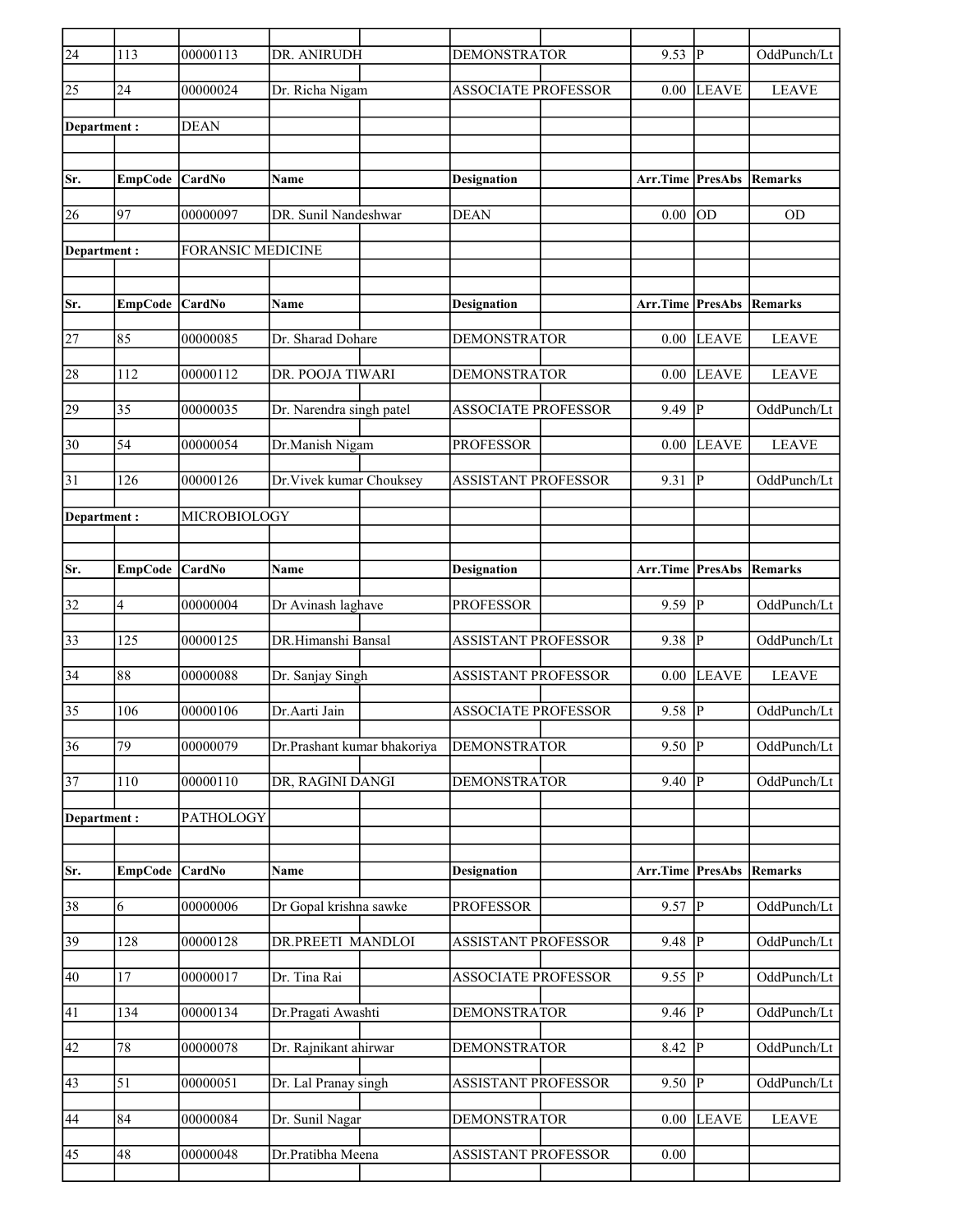| Sr. | EmpCode | CardNo | Name | Designation | Arr.Time | PresAbs | Remarks |
|---|---|---|---|---|---|---|---|
| 24 | 113 | 00000113 | DR. ANIRUDH | DEMONSTRATOR | 9.53 | P | OddPunch/Lt |
| 25 | 24 | 00000024 | Dr. Richa Nigam | ASSOCIATE PROFESSOR | 0.00 | LEAVE | LEAVE |

| Department : | | DEAN | | | | | |
|---|---|---|---|---|---|---|---|
| Sr. | EmpCode | CardNo | Name | Designation | Arr.Time | PresAbs | Remarks |
| 26 | 97 | 00000097 | DR. Sunil Nandeshwar | DEAN | 0.00 | OD | OD |

| Department : | | FORANSIC MEDICINE | | | | | |
|---|---|---|---|---|---|---|---|
| Sr. | EmpCode | CardNo | Name | Designation | Arr.Time | PresAbs | Remarks |
| 27 | 85 | 00000085 | Dr. Sharad Dohare | DEMONSTRATOR | 0.00 | LEAVE | LEAVE |
| 28 | 112 | 00000112 | DR. POOJA TIWARI | DEMONSTRATOR | 0.00 | LEAVE | LEAVE |
| 29 | 35 | 00000035 | Dr. Narendra singh patel | ASSOCIATE PROFESSOR | 9.49 | P | OddPunch/Lt |
| 30 | 54 | 00000054 | Dr.Manish Nigam | PROFESSOR | 0.00 | LEAVE | LEAVE |
| 31 | 126 | 00000126 | Dr.Vivek kumar Chouksey | ASSISTANT PROFESSOR | 9.31 | P | OddPunch/Lt |

| Department : | | MICROBIOLOGY | | | | | |
|---|---|---|---|---|---|---|---|
| Sr. | EmpCode | CardNo | Name | Designation | Arr.Time | PresAbs | Remarks |
| 32 | 4 | 00000004 | Dr Avinash laghave | PROFESSOR | 9.59 | P | OddPunch/Lt |
| 33 | 125 | 00000125 | DR.Himanshi Bansal | ASSISTANT PROFESSOR | 9.38 | P | OddPunch/Lt |
| 34 | 88 | 00000088 | Dr. Sanjay Singh | ASSISTANT PROFESSOR | 0.00 | LEAVE | LEAVE |
| 35 | 106 | 00000106 | Dr.Aarti Jain | ASSOCIATE PROFESSOR | 9.58 | P | OddPunch/Lt |
| 36 | 79 | 00000079 | Dr.Prashant kumar bhakoriya | DEMONSTRATOR | 9.50 | P | OddPunch/Lt |
| 37 | 110 | 00000110 | DR, RAGINI DANGI | DEMONSTRATOR | 9.40 | P | OddPunch/Lt |

| Department : | | PATHOLOGY | | | | | |
|---|---|---|---|---|---|---|---|
| Sr. | EmpCode | CardNo | Name | Designation | Arr.Time | PresAbs | Remarks |
| 38 | 6 | 00000006 | Dr Gopal krishna sawke | PROFESSOR | 9.57 | P | OddPunch/Lt |
| 39 | 128 | 00000128 | DR.PREETI MANDLOI | ASSISTANT PROFESSOR | 9.48 | P | OddPunch/Lt |
| 40 | 17 | 00000017 | Dr. Tina Rai | ASSOCIATE PROFESSOR | 9.55 | P | OddPunch/Lt |
| 41 | 134 | 00000134 | Dr.Pragati Awashti | DEMONSTRATOR | 9.46 | P | OddPunch/Lt |
| 42 | 78 | 00000078 | Dr. Rajnikant ahirwar | DEMONSTRATOR | 8.42 | P | OddPunch/Lt |
| 43 | 51 | 00000051 | Dr. Lal Pranay singh | ASSISTANT PROFESSOR | 9.50 | P | OddPunch/Lt |
| 44 | 84 | 00000084 | Dr. Sunil Nagar | DEMONSTRATOR | 0.00 | LEAVE | LEAVE |
| 45 | 48 | 00000048 | Dr.Pratibha Meena | ASSISTANT PROFESSOR | 0.00 | | |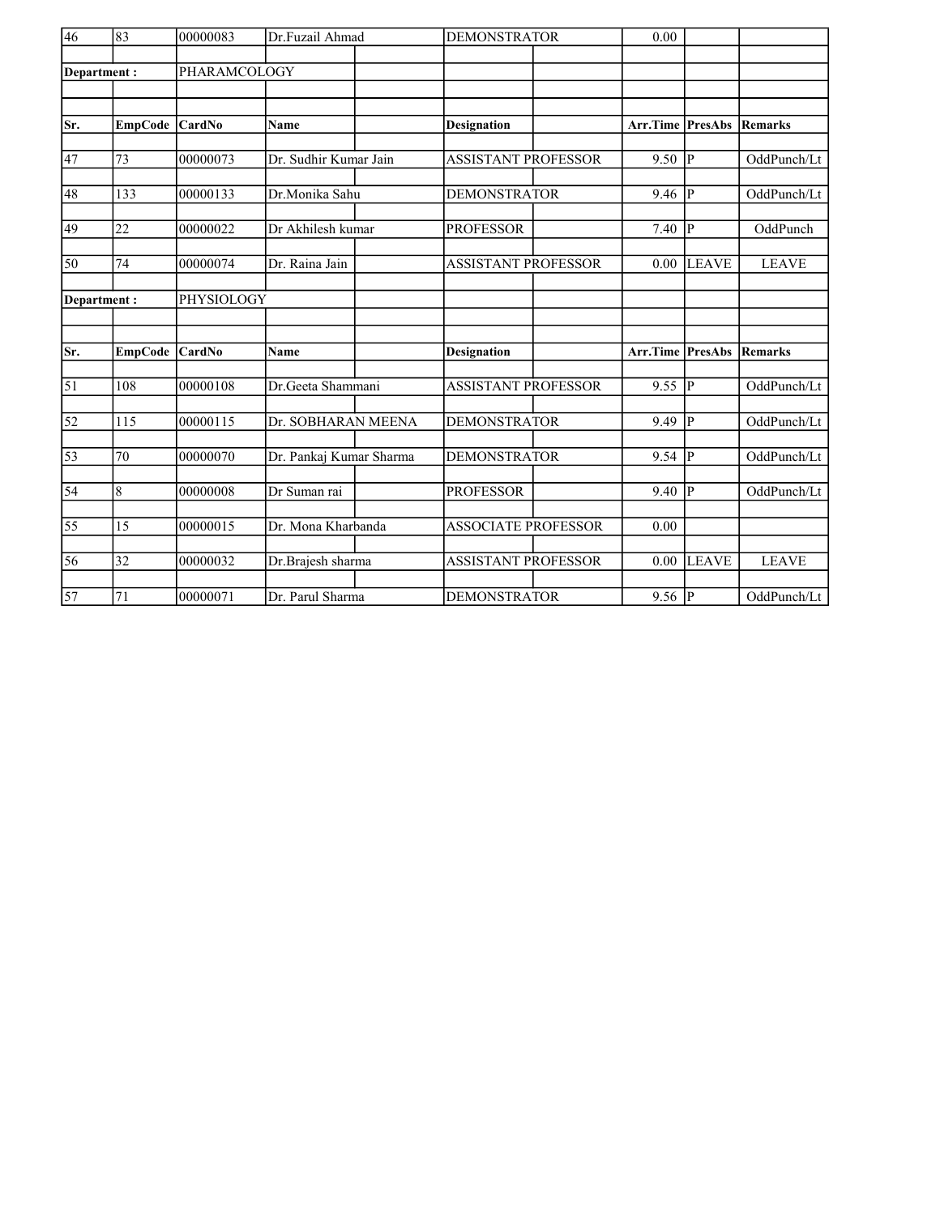| Sr. | EmpCode | CardNo | Name | Designation | Arr.Time | PresAbs | Remarks |
|---|---|---|---|---|---|---|---|
| 46 | 83 | 00000083 | Dr.Fuzail Ahmad | DEMONSTRATOR | 0.00 | | |
| **Department :** | | PHARAMCOLOGY | | | | | |
| **Sr.** | **EmpCode** | **CardNo** | **Name** | **Designation** | **Arr.Time** | **PresAbs** | **Remarks** |
| 47 | 73 | 00000073 | Dr. Sudhir Kumar Jain | ASSISTANT PROFESSOR | 9.50 | P | OddPunch/Lt |
| 48 | 133 | 00000133 | Dr.Monika Sahu | DEMONSTRATOR | 9.46 | P | OddPunch/Lt |
| 49 | 22 | 00000022 | Dr Akhilesh kumar | PROFESSOR | 7.40 | P | OddPunch |
| 50 | 74 | 00000074 | Dr. Raina Jain | ASSISTANT PROFESSOR | 0.00 | LEAVE | LEAVE |
| **Department :** | | PHYSIOLOGY | | | | | |
| **Sr.** | **EmpCode** | **CardNo** | **Name** | **Designation** | **Arr.Time** | **PresAbs** | **Remarks** |
| 51 | 108 | 00000108 | Dr.Geeta Shammani | ASSISTANT PROFESSOR | 9.55 | P | OddPunch/Lt |
| 52 | 115 | 00000115 | Dr. SOBHARAN MEENA | DEMONSTRATOR | 9.49 | P | OddPunch/Lt |
| 53 | 70 | 00000070 | Dr. Pankaj Kumar Sharma | DEMONSTRATOR | 9.54 | P | OddPunch/Lt |
| 54 | 8 | 00000008 | Dr Suman rai | PROFESSOR | 9.40 | P | OddPunch/Lt |
| 55 | 15 | 00000015 | Dr. Mona Kharbanda | ASSOCIATE PROFESSOR | 0.00 | | |
| 56 | 32 | 00000032 | Dr.Brajesh sharma | ASSISTANT PROFESSOR | 0.00 | LEAVE | LEAVE |
| 57 | 71 | 00000071 | Dr. Parul Sharma | DEMONSTRATOR | 9.56 | P | OddPunch/Lt |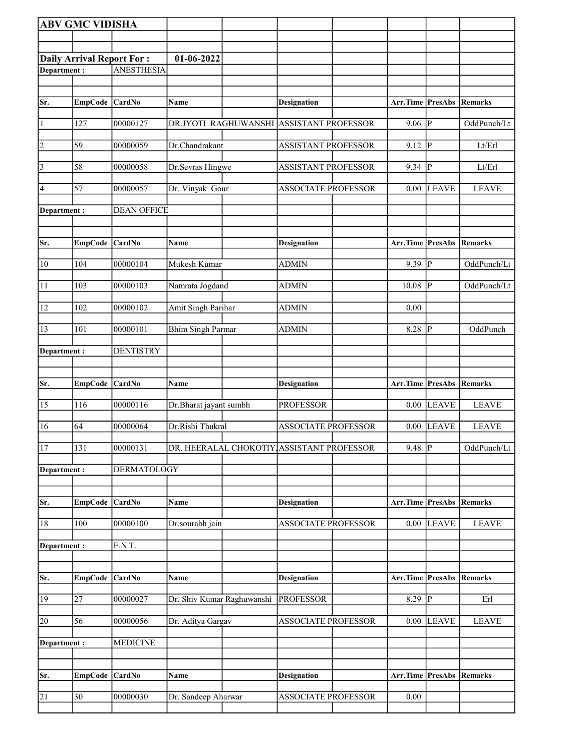**ABV GMC VIDISHA**

**Daily Arrival Report For : 01-06-2022**

**Department :** ANESTHESIA

| Sr. | EmpCode | CardNo | Name | Designation | Arr.Time | PresAbs | Remarks |
|---|---|---|---|---|---|---|---|
| 1 | 127 | 00000127 | DR.JYOTI RAGHUWANSHI | ASSISTANT PROFESSOR | 9.06 | P | OddPunch/Lt |
| 2 | 59 | 00000059 | Dr.Chandrakant | ASSISTANT PROFESSOR | 9.12 | P | Lt/Erl |
| 3 | 58 | 00000058 | Dr.Sevras Hingwe | ASSISTANT PROFESSOR | 9.34 | P | Lt/Erl |
| 4 | 57 | 00000057 | Dr. Vinyak Gour | ASSOCIATE PROFESSOR | 0.00 | LEAVE | LEAVE |

**Department :** DEAN OFFICE

| Sr. | EmpCode | CardNo | Name | Designation | Arr.Time | PresAbs | Remarks |
|---|---|---|---|---|---|---|---|
| 10 | 104 | 00000104 | Mukesh Kumar | ADMIN | 9.39 | P | OddPunch/Lt |
| 11 | 103 | 00000103 | Namrata Jogdand | ADMIN | 10.08 | P | OddPunch/Lt |
| 12 | 102 | 00000102 | Amit Singh Parihar | ADMIN | 0.00 | | |
| 13 | 101 | 00000101 | Bhim Singh Parmar | ADMIN | 8.28 | P | OddPunch |

**Department :** DENTISTRY

| Sr. | EmpCode | CardNo | Name | Designation | Arr.Time | PresAbs | Remarks |
|---|---|---|---|---|---|---|---|
| 15 | 116 | 00000116 | Dr.Bharat jayant sumbh | PROFESSOR | 0.00 | LEAVE | LEAVE |
| 16 | 64 | 00000064 | Dr.Rishi Thukral | ASSOCIATE PROFESSOR | 0.00 | LEAVE | LEAVE |
| 17 | 131 | 00000131 | DR. HEERALAL CHOKOTIY | ASSISTANT PROFESSOR | 9.48 | P | OddPunch/Lt |

**Department :** DERMATOLOGY

| Sr. | EmpCode | CardNo | Name | Designation | Arr.Time | PresAbs | Remarks |
|---|---|---|---|---|---|---|---|
| 18 | 100 | 00000100 | Dr.sourabh jain | ASSOCIATE PROFESSOR | 0.00 | LEAVE | LEAVE |

**Department :** E.N.T.

| Sr. | EmpCode | CardNo | Name | Designation | Arr.Time | PresAbs | Remarks |
|---|---|---|---|---|---|---|---|
| 19 | 27 | 00000027 | Dr. Shiv Kumar Raghuwanshi | PROFESSOR | 8.29 | P | Erl |
| 20 | 56 | 00000056 | Dr. Aditya Gargav | ASSOCIATE PROFESSOR | 0.00 | LEAVE | LEAVE |

**Department :** MEDICINE

| Sr. | EmpCode | CardNo | Name | Designation | Arr.Time | PresAbs | Remarks |
|---|---|---|---|---|---|---|---|
| 21 | 30 | 00000030 | Dr. Sandeep Aharwar | ASSOCIATE PROFESSOR | 0.00 | | |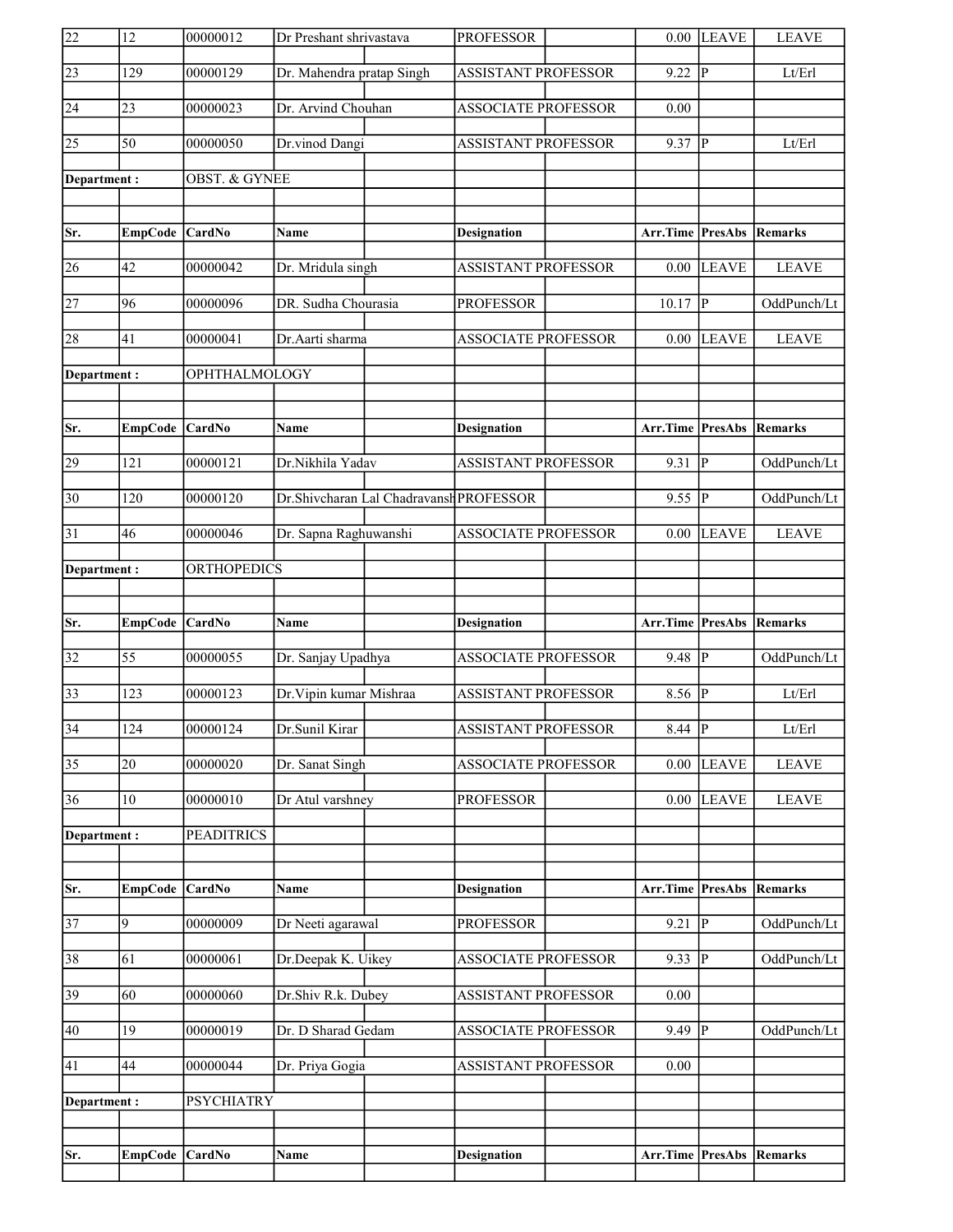| Sr. | EmpCode | CardNo | Name | Designation | Arr.Time | PresAbs | Remarks |
|---|---|---|---|---|---|---|---|
| 22 | 12 | 00000012 | Dr Preshant shrivastava | PROFESSOR | 0.00 | LEAVE | LEAVE |
| 23 | 129 | 00000129 | Dr. Mahendra pratap Singh | ASSISTANT PROFESSOR | 9.22 | P | Lt/Erl |
| 24 | 23 | 00000023 | Dr. Arvind Chouhan | ASSOCIATE PROFESSOR | 0.00 | | |
| 25 | 50 | 00000050 | Dr.vinod Dangi | ASSISTANT PROFESSOR | 9.37 | P | Lt/Erl |
| **Department :** | | OBST. & GYNEE | | | | | |
| **Sr.** | **EmpCode** | **CardNo** | **Name** | **Designation** | **Arr.Time** | **PresAbs** | **Remarks** |
| 26 | 42 | 00000042 | Dr. Mridula singh | ASSISTANT PROFESSOR | 0.00 | LEAVE | LEAVE |
| 27 | 96 | 00000096 | DR. Sudha Chourasia | PROFESSOR | 10.17 | P | OddPunch/Lt |
| 28 | 41 | 00000041 | Dr.Aarti sharma | ASSOCIATE PROFESSOR | 0.00 | LEAVE | LEAVE |
| **Department :** | | OPHTHALMOLOGY | | | | | |
| **Sr.** | **EmpCode** | **CardNo** | **Name** | **Designation** | **Arr.Time** | **PresAbs** | **Remarks** |
| 29 | 121 | 00000121 | Dr.Nikhila Yadav | ASSISTANT PROFESSOR | 9.31 | P | OddPunch/Lt |
| 30 | 120 | 00000120 | Dr.Shivcharan Lal Chadravansh | PROFESSOR | 9.55 | P | OddPunch/Lt |
| 31 | 46 | 00000046 | Dr. Sapna Raghuwanshi | ASSOCIATE PROFESSOR | 0.00 | LEAVE | LEAVE |
| **Department :** | | ORTHOPEDICS | | | | | |
| **Sr.** | **EmpCode** | **CardNo** | **Name** | **Designation** | **Arr.Time** | **PresAbs** | **Remarks** |
| 32 | 55 | 00000055 | Dr. Sanjay Upadhya | ASSOCIATE PROFESSOR | 9.48 | P | OddPunch/Lt |
| 33 | 123 | 00000123 | Dr.Vipin kumar Mishraa | ASSISTANT PROFESSOR | 8.56 | P | Lt/Erl |
| 34 | 124 | 00000124 | Dr.Sunil Kirar | ASSISTANT PROFESSOR | 8.44 | P | Lt/Erl |
| 35 | 20 | 00000020 | Dr. Sanat Singh | ASSOCIATE PROFESSOR | 0.00 | LEAVE | LEAVE |
| 36 | 10 | 00000010 | Dr Atul varshney | PROFESSOR | 0.00 | LEAVE | LEAVE |
| **Department :** | | PEADITRICS | | | | | |
| **Sr.** | **EmpCode** | **CardNo** | **Name** | **Designation** | **Arr.Time** | **PresAbs** | **Remarks** |
| 37 | 9 | 00000009 | Dr Neeti agarawal | PROFESSOR | 9.21 | P | OddPunch/Lt |
| 38 | 61 | 00000061 | Dr.Deepak K. Uikey | ASSOCIATE PROFESSOR | 9.33 | P | OddPunch/Lt |
| 39 | 60 | 00000060 | Dr.Shiv R.k. Dubey | ASSISTANT PROFESSOR | 0.00 | | |
| 40 | 19 | 00000019 | Dr. D Sharad Gedam | ASSOCIATE PROFESSOR | 9.49 | P | OddPunch/Lt |
| 41 | 44 | 00000044 | Dr. Priya Gogia | ASSISTANT PROFESSOR | 0.00 | | |
| **Department :** | | PSYCHIATRY | | | | | |
| **Sr.** | **EmpCode** | **CardNo** | **Name** | **Designation** | **Arr.Time** | **PresAbs** | **Remarks** |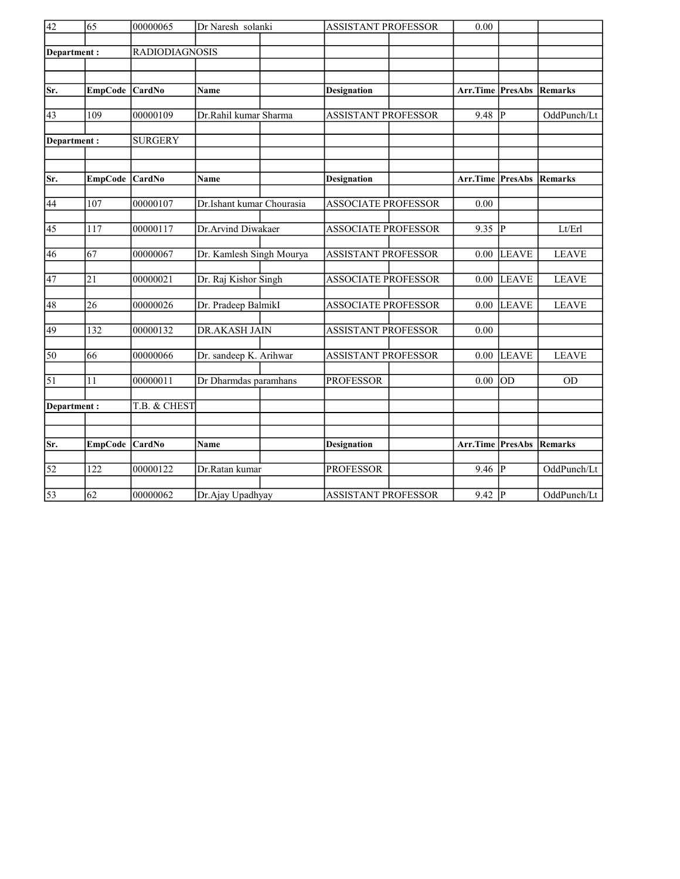| Sr. | EmpCode | CardNo | Name | Designation | Arr.Time | PresAbs | Remarks |
|---|---|---|---|---|---|---|---|
| 42 | 65 | 00000065 | Dr Naresh solanki | ASSISTANT PROFESSOR | 0.00 | | |

**Department :** RADIODIAGNOSIS

| Sr. | EmpCode | CardNo | Name | Designation | Arr.Time | PresAbs | Remarks |
|---|---|---|---|---|---|---|---|
| 43 | 109 | 00000109 | Dr.Rahil kumar Sharma | ASSISTANT PROFESSOR | 9.48 | P | OddPunch/Lt |

**Department :** SURGERY

| Sr. | EmpCode | CardNo | Name | Designation | Arr.Time | PresAbs | Remarks |
|---|---|---|---|---|---|---|---|
| 44 | 107 | 00000107 | Dr.Ishant kumar Chourasia | ASSOCIATE PROFESSOR | 0.00 | | |
| 45 | 117 | 00000117 | Dr.Arvind Diwakaer | ASSOCIATE PROFESSOR | 9.35 | P | Lt/Erl |
| 46 | 67 | 00000067 | Dr. Kamlesh Singh Mourya | ASSISTANT PROFESSOR | 0.00 | LEAVE | LEAVE |
| 47 | 21 | 00000021 | Dr. Raj Kishor Singh | ASSOCIATE PROFESSOR | 0.00 | LEAVE | LEAVE |
| 48 | 26 | 00000026 | Dr. Pradeep BalmikI | ASSOCIATE PROFESSOR | 0.00 | LEAVE | LEAVE |
| 49 | 132 | 00000132 | DR.AKASH JAIN | ASSISTANT PROFESSOR | 0.00 | | |
| 50 | 66 | 00000066 | Dr. sandeep K. Arihwar | ASSISTANT PROFESSOR | 0.00 | LEAVE | LEAVE |
| 51 | 11 | 00000011 | Dr Dharmdas paramhans | PROFESSOR | 0.00 | OD | OD |

**Department :** T.B. & CHEST

| Sr. | EmpCode | CardNo | Name | Designation | Arr.Time | PresAbs | Remarks |
|---|---|---|---|---|---|---|---|
| 52 | 122 | 00000122 | Dr.Ratan kumar | PROFESSOR | 9.46 | P | OddPunch/Lt |
| 53 | 62 | 00000062 | Dr.Ajay Upadhyay | ASSISTANT PROFESSOR | 9.42 | P | OddPunch/Lt |